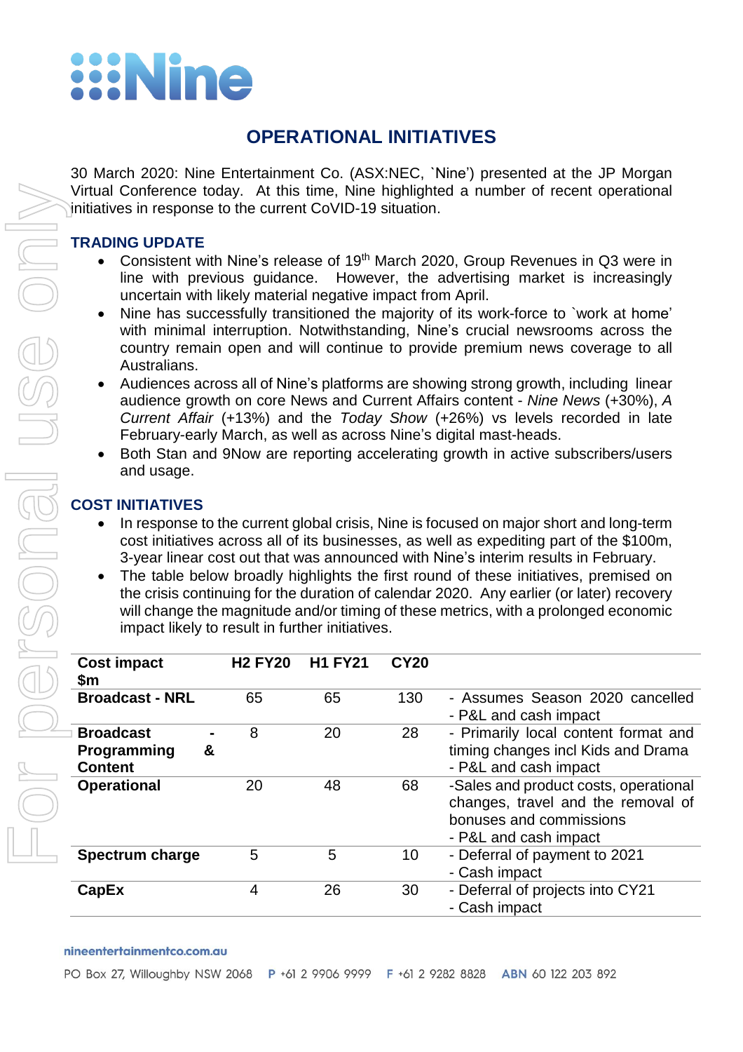# OPERATIONAL INITIATIVES

30 March 2020: Nine Entertainment Co. (ASX:NEC, `Nine') presented at the JP Morgan Virtual Conference today. At this time, Nine highlighted a number of recent operational initiatives in response to the current CoVID-19 situation.

## TRADING UPDATE

- Consistent with Nine's release of 19th March 2020, Group Revenues in Q3 were in line with previous guidance. However, the advertising market is increasingly uncertain with likely material negative impact from April.
- Nine has successfully transitioned the majority of its work-force to `work at home' with minimal interruption. Notwithstanding, Nine's crucial newsrooms across the country remain open and will continue to provide premium news coverage to all Australians.
- Audiences across all of Nine's platforms are showing strong growth, including linear audience growth on core News and Current Affairs content - *Nine News* (+30%), *A Current Affair* (+13%) and the *Today Show* (+26%) vs levels recorded in late February-early March, as well as across Nine's digital mast-heads.
- Both Stan and 9Now are reporting accelerating growth in active subscribers/users and usage.

## COST INITIATIVES

- In response to the current global crisis, Nine is focused on major short and long-term cost initiatives across all of its businesses, as well as expediting part of the $100m, 3-year linear cost out that was announced with Nine's interim results in February.
- The table below broadly highlights the first round of these initiatives, premised on the crisis continuing for the duration of calendar 2020. Any earlier (or later) recovery will change the magnitude and/or timing of these metrics, with a prolonged economic impact likely to result in further initiatives.

| Cost impact $m | H2 FY20 | H1 FY21 | CY20 | |
|---|---|---|---|---|
| **Broadcast - NRL** | 65 | 65 | 130 | - Assumes Season 2020 cancelled<br>- P&L and cash impact |
| **Broadcast - Programming & Content** | 8 | 20 | 28 | - Primarily local content format and timing changes incl Kids and Drama<br>- P&L and cash impact |
| **Operational** | 20 | 48 | 68 | -Sales and product costs, operational changes, travel and the removal of bonuses and commissions<br>- P&L and cash impact |
| **Spectrum charge** | 5 | 5 | 10 | - Deferral of payment to 2021<br>- Cash impact |
| **CapEx** | 4 | 26 | 30 | - Deferral of projects into CY21<br>- Cash impact |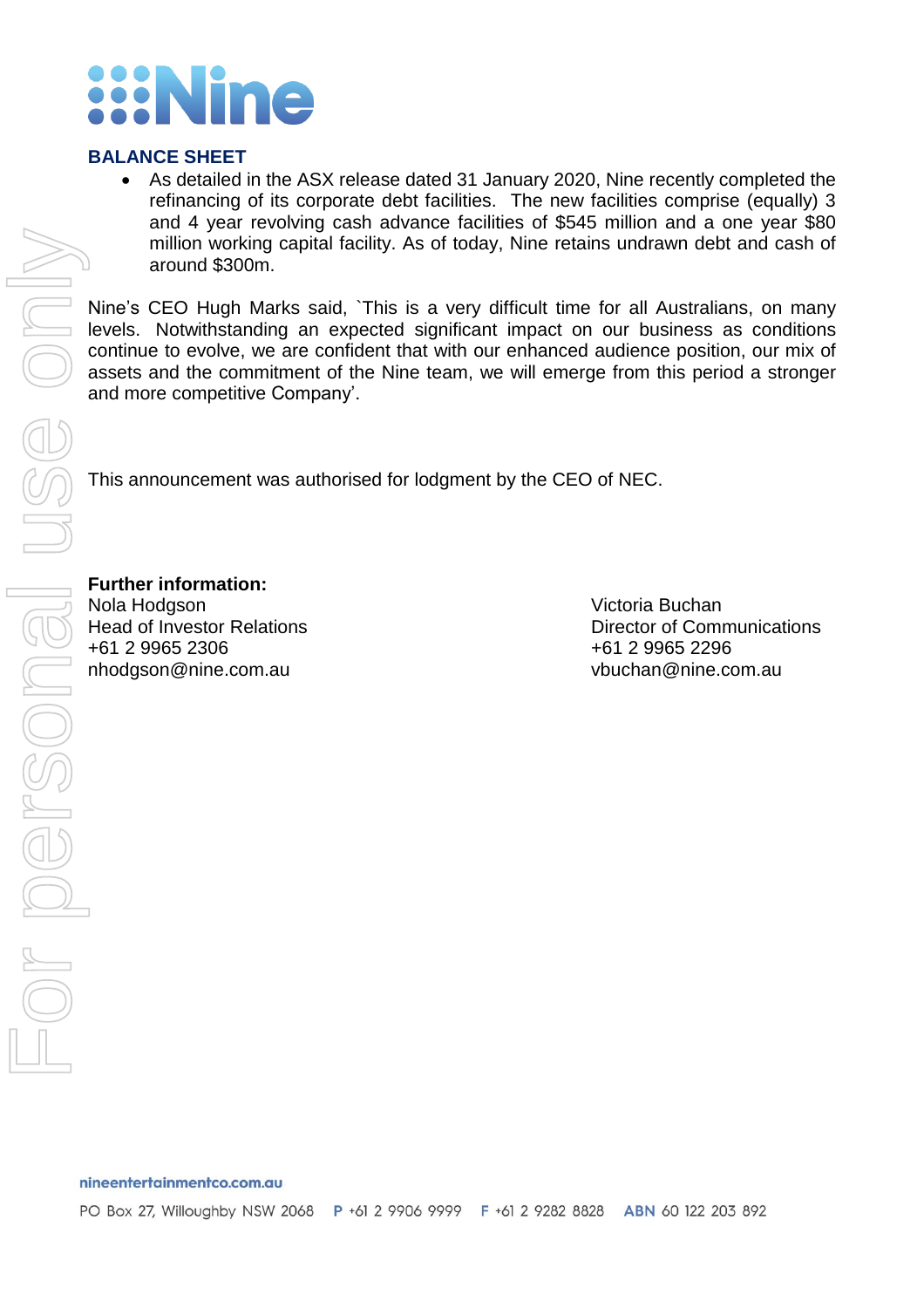## BALANCE SHEET

- As detailed in the ASX release dated 31 January 2020, Nine recently completed the refinancing of its corporate debt facilities. The new facilities comprise (equally) 3 and 4 year revolving cash advance facilities of $545 million and a one year $80 million working capital facility. As of today, Nine retains undrawn debt and cash of around $300m.

Nine's CEO Hugh Marks said, `This is a very difficult time for all Australians, on many levels. Notwithstanding an expected significant impact on our business as conditions continue to evolve, we are confident that with our enhanced audience position, our mix of assets and the commitment of the Nine team, we will emerge from this period a stronger and more competitive Company'.

This announcement was authorised for lodgment by the CEO of NEC.

**Further information:**

Nola Hodgson
Head of Investor Relations
+61 2 9965 2306
nhodgson@nine.com.au

Victoria Buchan
Director of Communications
+61 2 9965 2296
vbuchan@nine.com.au